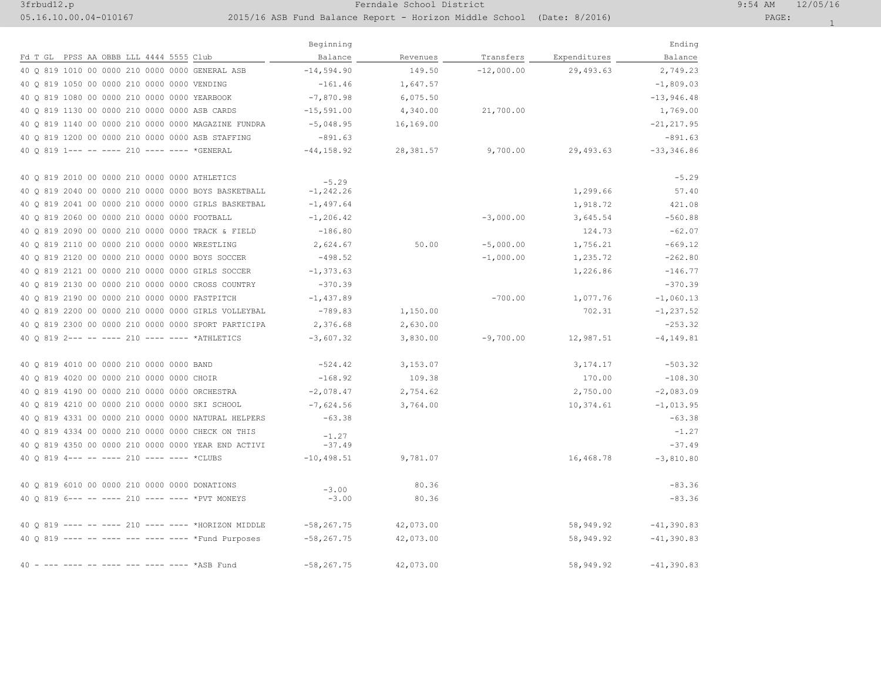Ferndale School District

2015/16 ASB Fund Balance Report - Horizon Middle School (Date: 8/2016)

| Fd T GL PPSS AA OBBB LLL 4444 5555 Club | Beginning Balance | Revenues | Transfers | Expenditures | Ending Balance |
|---|---|---|---|---|---|
| 40 Q 819 1010 00 0000 210 0000 0000 GENERAL ASB | -14,594.90 | 149.50 | -12,000.00 | 29,493.63 | 2,749.23 |
| 40 Q 819 1050 00 0000 210 0000 0000 VENDING | -161.46 | 1,647.57 | | | -1,809.03 |
| 40 Q 819 1080 00 0000 210 0000 0000 YEARBOOK | -7,870.98 | 6,075.50 | | | -13,946.48 |
| 40 Q 819 1130 00 0000 210 0000 0000 ASB CARDS | -15,591.00 | 4,340.00 | 21,700.00 | | 1,769.00 |
| 40 Q 819 1140 00 0000 210 0000 0000 MAGAZINE FUNDRA | -5,048.95 | 16,169.00 | | | -21,217.95 |
| 40 Q 819 1200 00 0000 210 0000 0000 ASB STAFFING | -891.63 | | | | -891.63 |
| 40 Q 819 1--- -- ---- 210 ---- ---- *GENERAL | -44,158.92 | 28,381.57 | 9,700.00 | 29,493.63 | -33,346.86 |
| | | | | | |
| 40 Q 819 2010 00 0000 210 0000 0000 ATHLETICS | -5.29 | | | | -5.29 |
| 40 Q 819 2040 00 0000 210 0000 0000 BOYS BASKETBALL | -1,242.26 | | | 1,299.66 | 57.40 |
| 40 Q 819 2041 00 0000 210 0000 0000 GIRLS BASKETBAL | -1,497.64 | | | 1,918.72 | 421.08 |
| 40 Q 819 2060 00 0000 210 0000 0000 FOOTBALL | -1,206.42 | | -3,000.00 | 3,645.54 | -560.88 |
| 40 Q 819 2090 00 0000 210 0000 0000 TRACK & FIELD | -186.80 | | | 124.73 | -62.07 |
| 40 Q 819 2110 00 0000 210 0000 0000 WRESTLING | 2,624.67 | 50.00 | -5,000.00 | 1,756.21 | -669.12 |
| 40 Q 819 2120 00 0000 210 0000 0000 BOYS SOCCER | -498.52 | | -1,000.00 | 1,235.72 | -262.80 |
| 40 Q 819 2121 00 0000 210 0000 0000 GIRLS SOCCER | -1,373.63 | | | 1,226.86 | -146.77 |
| 40 Q 819 2130 00 0000 210 0000 0000 CROSS COUNTRY | -370.39 | | | | -370.39 |
| 40 Q 819 2190 00 0000 210 0000 0000 FASTPITCH | -1,437.89 | | -700.00 | 1,077.76 | -1,060.13 |
| 40 Q 819 2200 00 0000 210 0000 0000 GIRLS VOLLEYBAL | -789.83 | 1,150.00 | | 702.31 | -1,237.52 |
| 40 Q 819 2300 00 0000 210 0000 0000 SPORT PARTICIPA | 2,376.68 | 2,630.00 | | | -253.32 |
| 40 Q 819 2--- -- ---- 210 ---- ---- *ATHLETICS | -3,607.32 | 3,830.00 | -9,700.00 | 12,987.51 | -4,149.81 |
| | | | | | |
| 40 Q 819 4010 00 0000 210 0000 0000 BAND | -524.42 | 3,153.07 | | 3,174.17 | -503.32 |
| 40 Q 819 4020 00 0000 210 0000 0000 CHOIR | -168.92 | 109.38 | | 170.00 | -108.30 |
| 40 Q 819 4190 00 0000 210 0000 0000 ORCHESTRA | -2,078.47 | 2,754.62 | | 2,750.00 | -2,083.09 |
| 40 Q 819 4210 00 0000 210 0000 0000 SKI SCHOOL | -7,624.56 | 3,764.00 | | 10,374.61 | -1,013.95 |
| 40 Q 819 4331 00 0000 210 0000 0000 NATURAL HELPERS | -63.38 | | | | -63.38 |
| 40 Q 819 4334 00 0000 210 0000 0000 CHECK ON THIS | -1.27 | | | | -1.27 |
| 40 Q 819 4350 00 0000 210 0000 0000 YEAR END ACTIVI | -37.49 | | | | -37.49 |
| 40 Q 819 4--- -- ---- 210 ---- ---- *CLUBS | -10,498.51 | 9,781.07 | | 16,468.78 | -3,810.80 |
| | | | | | |
| 40 Q 819 6010 00 0000 210 0000 0000 DONATIONS | -3.00 | 80.36 | | | -83.36 |
| 40 Q 819 6--- -- ---- 210 ---- ---- *PVT MONEYS | -3.00 | 80.36 | | | -83.36 |
| | | | | | |
| 40 Q 819 ---- -- ---- 210 ---- ---- *HORIZON MIDDLE | -58,267.75 | 42,073.00 | | 58,949.92 | -41,390.83 |
| 40 Q 819 ---- -- ---- --- ---- ---- *Fund Purposes | -58,267.75 | 42,073.00 | | 58,949.92 | -41,390.83 |
| | | | | | |
| 40 - --- ---- -- ---- --- ---- ---- *ASB Fund | -58,267.75 | 42,073.00 | | 58,949.92 | -41,390.83 |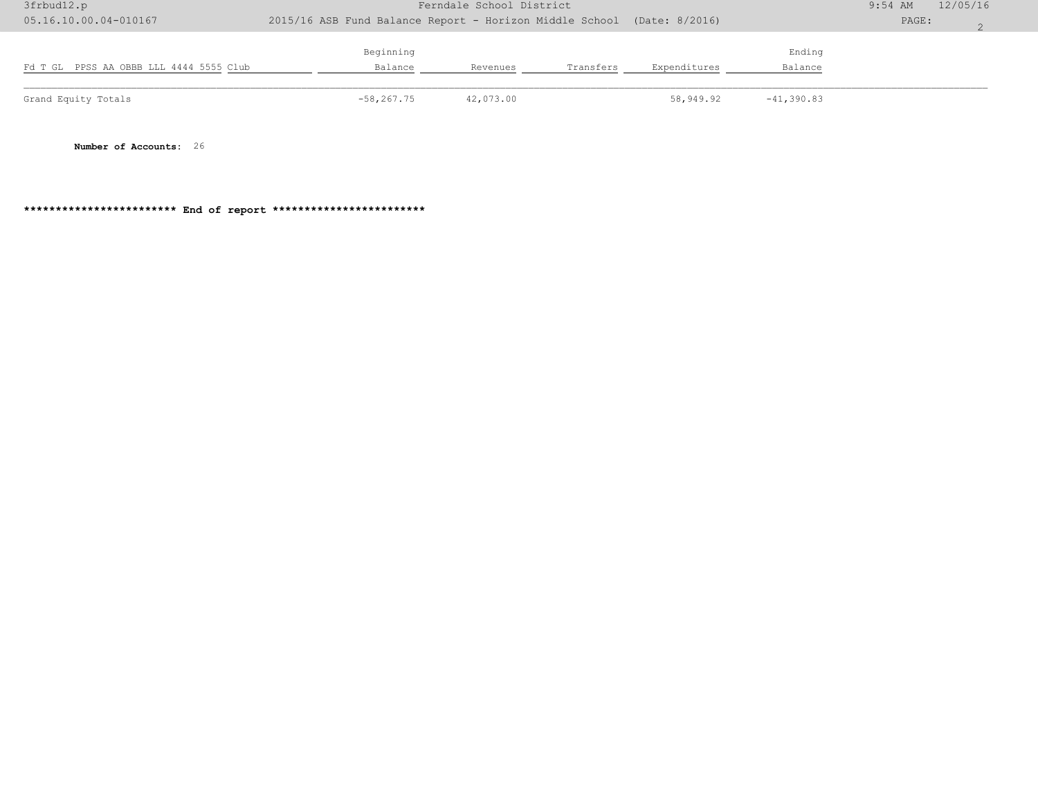| Fd T GL PPSS AA OBBB LLL 4444 5555 Club | Beginning Balance | Revenues | Transfers | Expenditures | Ending Balance |
|---|---|---|---|---|---|
| Grand Equity Totals | -58,267.75 | 42,073.00 | | 58,949.92 | -41,390.83 |

**Number of Accounts:** 26

************************ **End of report** ************************